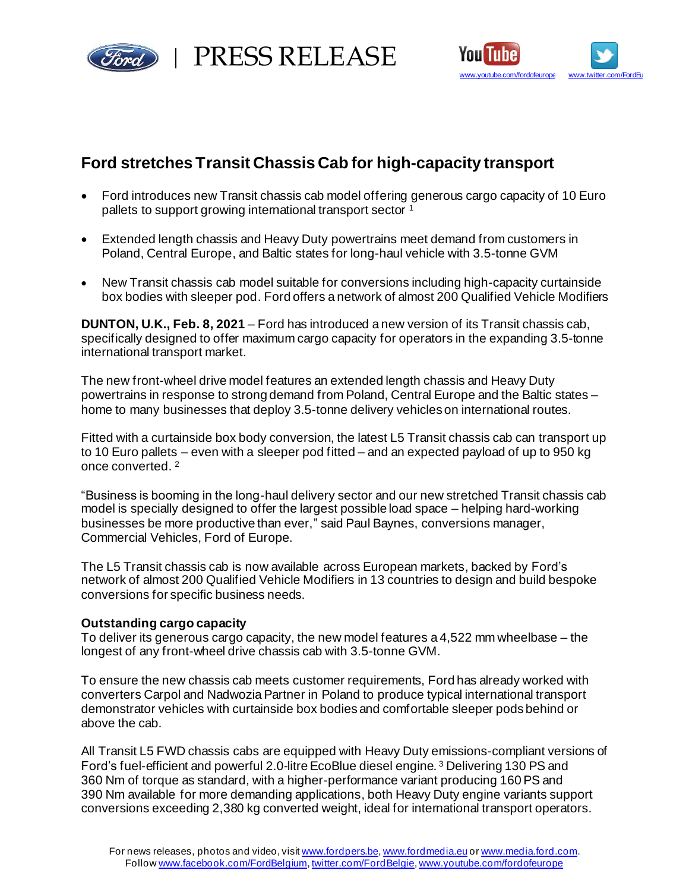PRESS RELEASE

www.youtube.com/fordofeurope www.twitter.com/FordEu

# Ford stretches Transit Chassis Cab for high-capacity transport

- Ford introduces new Transit chassis cab model offering generous cargo capacity of 10 Euro pallets to support growing international transport sector [1]
- Extended length chassis and Heavy Duty powertrains meet demand from customers in Poland, Central Europe, and Baltic states for long-haul vehicle with 3.5-tonne GVM
- New Transit chassis cab model suitable for conversions including high-capacity curtainside box bodies with sleeper pod. Ford offers a network of almost 200 Qualified Vehicle Modifiers

**DUNTON, U.K., Feb. 8, 2021** – Ford has introduced a new version of its Transit chassis cab, specifically designed to offer maximum cargo capacity for operators in the expanding 3.5-tonne international transport market.

The new front-wheel drive model features an extended length chassis and Heavy Duty powertrains in response to strong demand from Poland, Central Europe and the Baltic states – home to many businesses that deploy 3.5-tonne delivery vehicles on international routes.

Fitted with a curtainside box body conversion, the latest L5 Transit chassis cab can transport up to 10 Euro pallets – even with a sleeper pod fitted – and an expected payload of up to 950 kg once converted. [2]

"Business is booming in the long-haul delivery sector and our new stretched Transit chassis cab model is specially designed to offer the largest possible load space – helping hard-working businesses be more productive than ever," said Paul Baynes, conversions manager, Commercial Vehicles, Ford of Europe.

The L5 Transit chassis cab is now available across European markets, backed by Ford's network of almost 200 Qualified Vehicle Modifiers in 13 countries to design and build bespoke conversions for specific business needs.

**Outstanding cargo capacity**

To deliver its generous cargo capacity, the new model features a 4,522 mm wheelbase – the longest of any front-wheel drive chassis cab with 3.5-tonne GVM.

To ensure the new chassis cab meets customer requirements, Ford has already worked with converters Carpol and Nadwozia Partner in Poland to produce typical international transport demonstrator vehicles with curtainside box bodies and comfortable sleeper pods behind or above the cab.

All Transit L5 FWD chassis cabs are equipped with Heavy Duty emissions-compliant versions of Ford's fuel-efficient and powerful 2.0-litre EcoBlue diesel engine. [3] Delivering 130 PS and 360 Nm of torque as standard, with a higher-performance variant producing 160 PS and 390 Nm available for more demanding applications, both Heavy Duty engine variants support conversions exceeding 2,380 kg converted weight, ideal for international transport operators.

For news releases, photos and video, visit www.fordpers.be, www.fordmedia.eu or www.media.ford.com.
Follow www.facebook.com/FordBelgium, twitter.com/FordBelgie, www.youtube.com/fordofeurope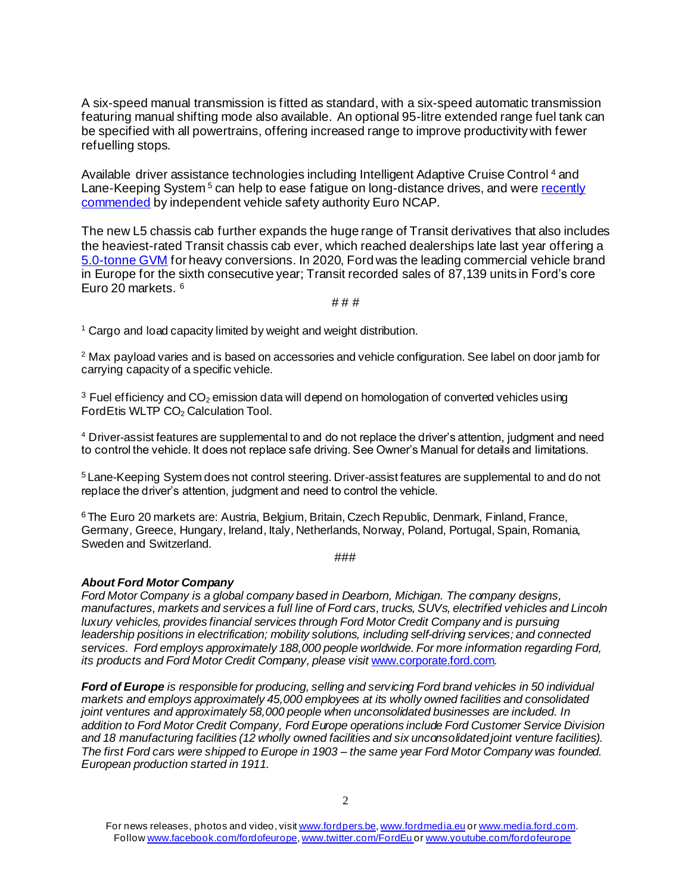A six-speed manual transmission is fitted as standard, with a six-speed automatic transmission featuring manual shifting mode also available. An optional 95-litre extended range fuel tank can be specified with all powertrains, offering increased range to improve productivity with fewer refuelling stops.

Available driver assistance technologies including Intelligent Adaptive Cruise Control [4] and Lane-Keeping System [5] can help to ease fatigue on long-distance drives, and were recently commended by independent vehicle safety authority Euro NCAP.

The new L5 chassis cab further expands the huge range of Transit derivatives that also includes the heaviest-rated Transit chassis cab ever, which reached dealerships late last year offering a 5.0-tonne GVM for heavy conversions. In 2020, Ford was the leading commercial vehicle brand in Europe for the sixth consecutive year; Transit recorded sales of 87,139 units in Ford's core Euro 20 markets. [6]

# # #

[1] Cargo and load capacity limited by weight and weight distribution.

[2] Max payload varies and is based on accessories and vehicle configuration. See label on door jamb for carrying capacity of a specific vehicle.

[3] Fuel efficiency and $CO_2$ emission data will depend on homologation of converted vehicles using FordEtis WLTP $CO_2$ Calculation Tool.

[4] Driver-assist features are supplemental to and do not replace the driver's attention, judgment and need to control the vehicle. It does not replace safe driving. See Owner's Manual for details and limitations.

[5] Lane-Keeping System does not control steering. Driver-assist features are supplemental to and do not replace the driver's attention, judgment and need to control the vehicle.

[6] The Euro 20 markets are: Austria, Belgium, Britain, Czech Republic, Denmark, Finland, France, Germany, Greece, Hungary, Ireland, Italy, Netherlands, Norway, Poland, Portugal, Spain, Romania, Sweden and Switzerland.

###

***About Ford Motor Company***
*Ford Motor Company is a global company based in Dearborn, Michigan. The company designs, manufactures, markets and services a full line of Ford cars, trucks, SUVs, electrified vehicles and Lincoln luxury vehicles, provides financial services through Ford Motor Credit Company and is pursuing leadership positions in electrification; mobility solutions, including self-driving services; and connected services. Ford employs approximately 188,000 people worldwide. For more information regarding Ford, its products and Ford Motor Credit Company, please visit www.corporate.ford.com.*

***Ford of Europe*** *is responsible for producing, selling and servicing Ford brand vehicles in 50 individual markets and employs approximately 45,000 employees at its wholly owned facilities and consolidated joint ventures and approximately 58,000 people when unconsolidated businesses are included. In addition to Ford Motor Credit Company, Ford Europe operations include Ford Customer Service Division and 18 manufacturing facilities (12 wholly owned facilities and six unconsolidated joint venture facilities). The first Ford cars were shipped to Europe in 1903 – the same year Ford Motor Company was founded. European production started in 1911.*

For news releases, photos and video, visit www.fordpers.be, www.fordmedia.eu or www.media.ford.com.
Follow www.facebook.com/fordofeurope, www.twitter.com/FordEu or www.youtube.com/fordofeurope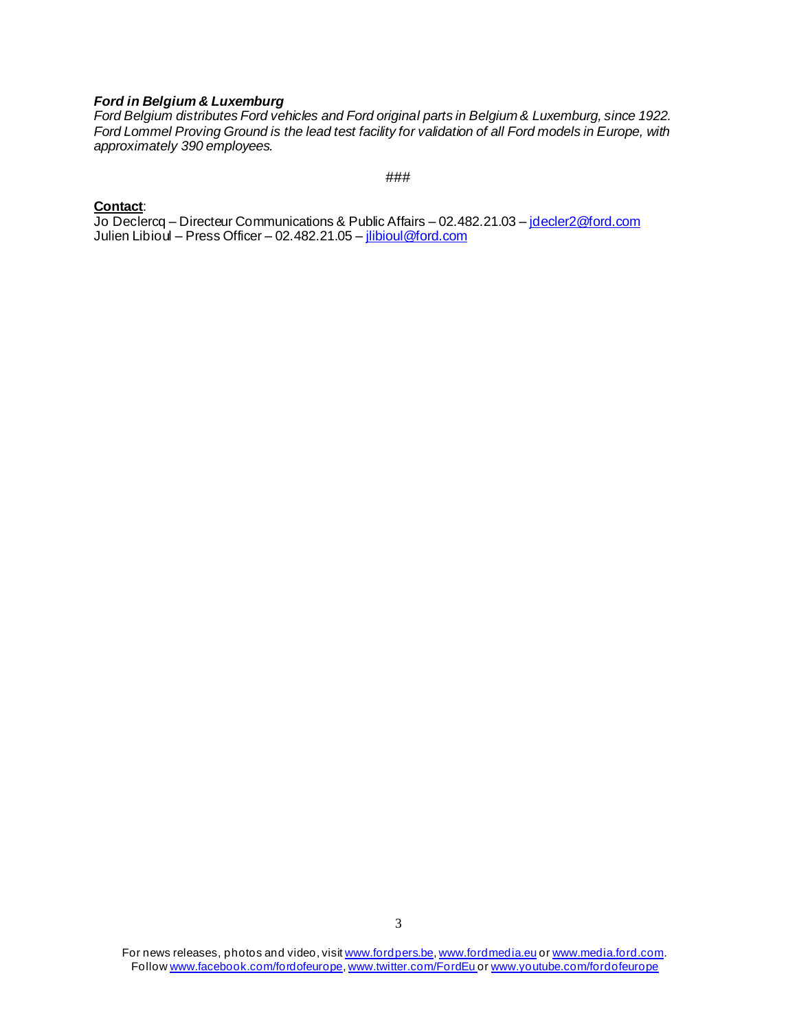***Ford in Belgium & Luxemburg***

*Ford Belgium distributes Ford vehicles and Ford original parts in Belgium & Luxemburg, since 1922. Ford Lommel Proving Ground is the lead test facility for validation of all Ford models in Europe, with approximately 390 employees.*

###

**Contact**:

Jo Declercq – Directeur Communications & Public Affairs – 02.482.21.03 – jdecler2@ford.com
Julien Libioul – Press Officer – 02.482.21.05 – jlibioul@ford.com